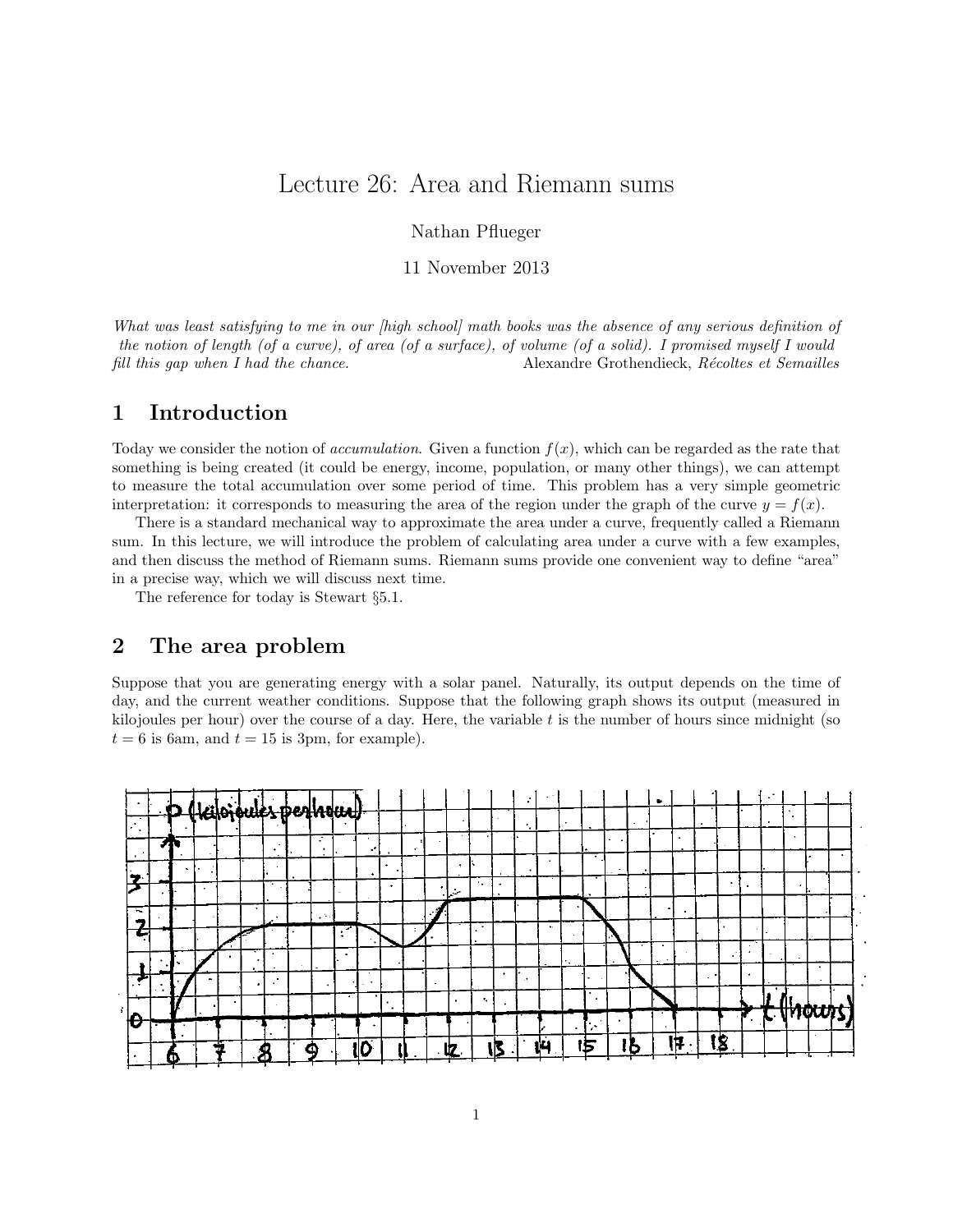# Lecture 26: Area and Riemann sums

Nathan Pflueger

11 November 2013

*What was least satisfying to me in our [high school] math books was the absence of any serious definition of the notion of length (of a curve), of area (of a surface), of volume (of a solid). I promised myself I would fill this gap when I had the chance.* Alexandre Grothendieck, *Récoltes et Semailles*

## 1 Introduction

Today we consider the notion of *accumulation*. Given a function $f(x)$, which can be regarded as the rate that something is being created (it could be energy, income, population, or many other things), we can attempt to measure the total accumulation over some period of time. This problem has a very simple geometric interpretation: it corresponds to measuring the area of the region under the graph of the curve $y = f(x)$.

There is a standard mechanical way to approximate the area under a curve, frequently called a Riemann sum. In this lecture, we will introduce the problem of calculating area under a curve with a few examples, and then discuss the method of Riemann sums. Riemann sums provide one convenient way to define "area" in a precise way, which we will discuss next time.

The reference for today is Stewart §5.1.

## 2 The area problem

Suppose that you are generating energy with a solar panel. Naturally, its output depends on the time of day, and the current weather conditions. Suppose that the following graph shows its output (measured in kilojoules per hour) over the course of a day. Here, the variable $t$ is the number of hours since midnight (so $t = 6$ is 6am, and $t = 15$ is 3pm, for example).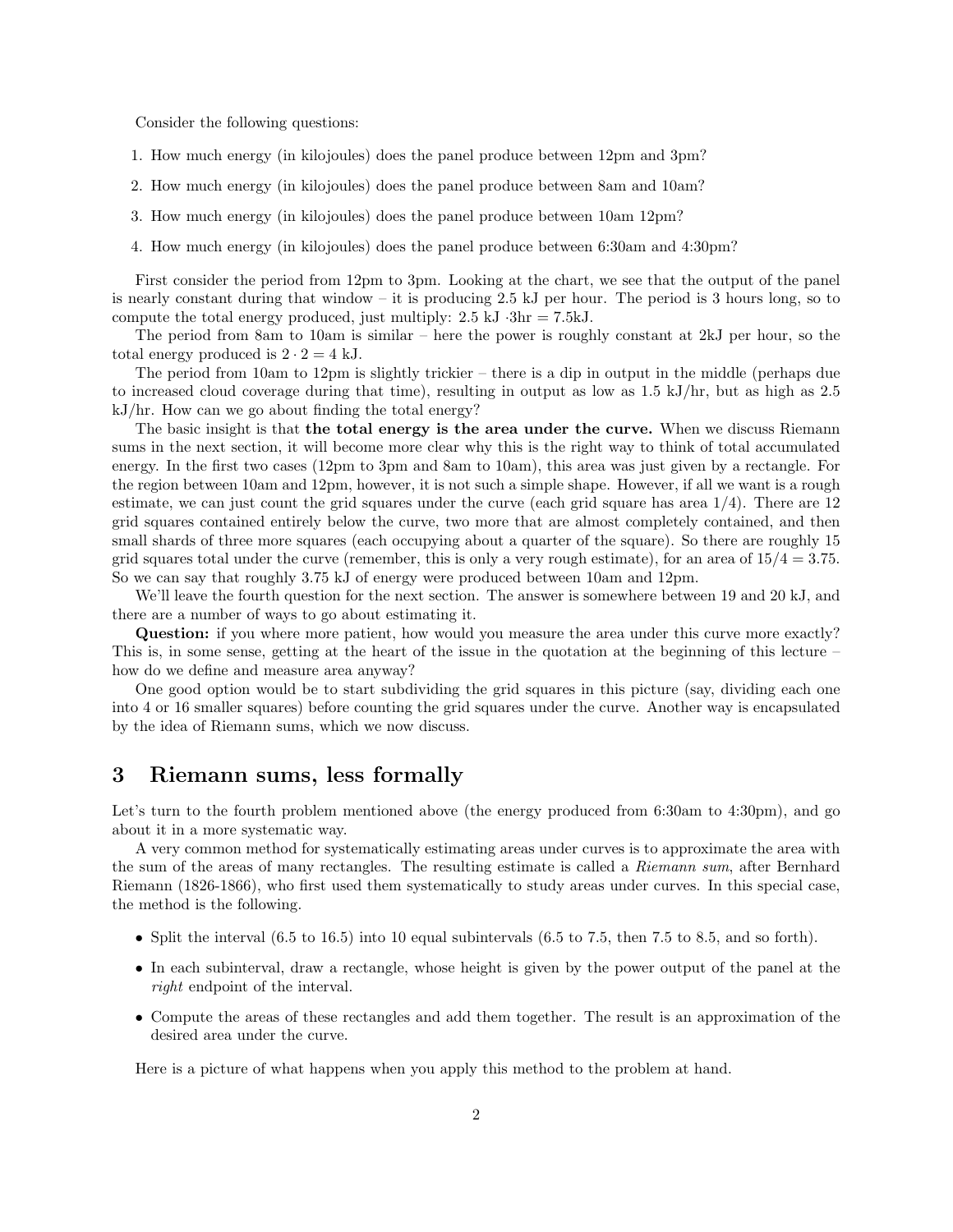Consider the following questions:

1. How much energy (in kilojoules) does the panel produce between 12pm and 3pm?
2. How much energy (in kilojoules) does the panel produce between 8am and 10am?
3. How much energy (in kilojoules) does the panel produce between 10am 12pm?
4. How much energy (in kilojoules) does the panel produce between 6:30am and 4:30pm?

First consider the period from 12pm to 3pm. Looking at the chart, we see that the output of the panel is nearly constant during that window – it is producing 2.5 kJ per hour. The period is 3 hours long, so to compute the total energy produced, just multiply: 2.5 kJ $\cdot$3hr = 7.5kJ.

The period from 8am to 10am is similar – here the power is roughly constant at 2kJ per hour, so the total energy produced is $2 \cdot 2 = 4$ kJ.

The period from 10am to 12pm is slightly trickier – there is a dip in output in the middle (perhaps due to increased cloud coverage during that time), resulting in output as low as 1.5 kJ/hr, but as high as 2.5 kJ/hr. How can we go about finding the total energy?

The basic insight is that **the total energy is the area under the curve.** When we discuss Riemann sums in the next section, it will become more clear why this is the right way to think of total accumulated energy. In the first two cases (12pm to 3pm and 8am to 10am), this area was just given by a rectangle. For the region between 10am and 12pm, however, it is not such a simple shape. However, if all we want is a rough estimate, we can just count the grid squares under the curve (each grid square has area 1/4). There are 12 grid squares contained entirely below the curve, two more that are almost completely contained, and then small shards of three more squares (each occupying about a quarter of the square). So there are roughly 15 grid squares total under the curve (remember, this is only a very rough estimate), for an area of $15/4 = 3.75$. So we can say that roughly 3.75 kJ of energy were produced between 10am and 12pm.

We'll leave the fourth question for the next section. The answer is somewhere between 19 and 20 kJ, and there are a number of ways to go about estimating it.

**Question:** if you where more patient, how would you measure the area under this curve more exactly? This is, in some sense, getting at the heart of the issue in the quotation at the beginning of this lecture – how do we define and measure area anyway?

One good option would be to start subdividing the grid squares in this picture (say, dividing each one into 4 or 16 smaller squares) before counting the grid squares under the curve. Another way is encapsulated by the idea of Riemann sums, which we now discuss.

## 3 Riemann sums, less formally

Let's turn to the fourth problem mentioned above (the energy produced from 6:30am to 4:30pm), and go about it in a more systematic way.

A very common method for systematically estimating areas under curves is to approximate the area with the sum of the areas of many rectangles. The resulting estimate is called a *Riemann sum*, after Bernhard Riemann (1826-1866), who first used them systematically to study areas under curves. In this special case, the method is the following.

- Split the interval (6.5 to 16.5) into 10 equal subintervals (6.5 to 7.5, then 7.5 to 8.5, and so forth).
- In each subinterval, draw a rectangle, whose height is given by the power output of the panel at the *right* endpoint of the interval.
- Compute the areas of these rectangles and add them together. The result is an approximation of the desired area under the curve.

Here is a picture of what happens when you apply this method to the problem at hand.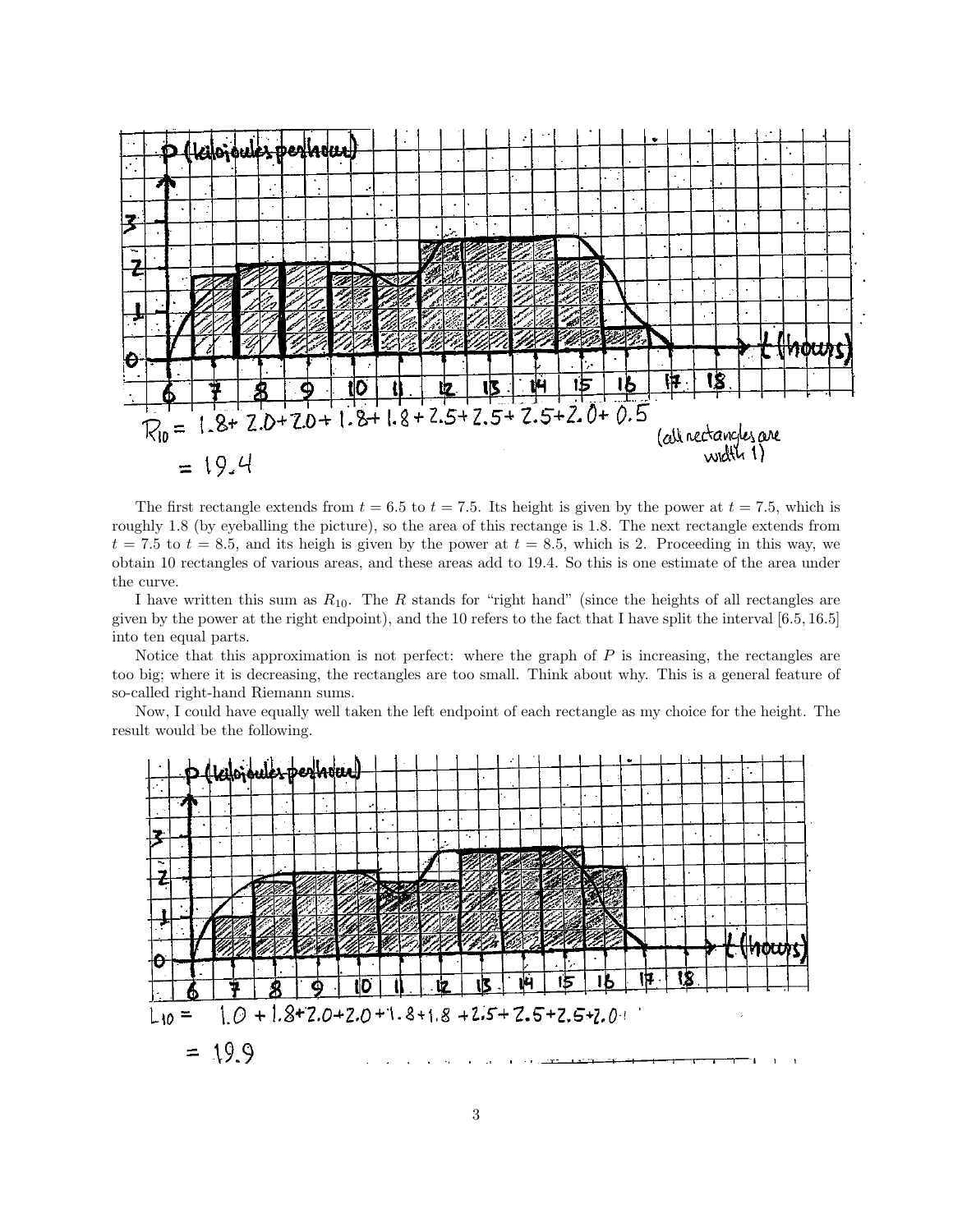$R_{10} = 1.8 + 2.0 + 2.0 + 1.8 + 1.8 + 2.5 + 2.5 + 2.5 + 2.0 + 0.5$

$= 19.4$

(all rectangles are width 1)

The first rectangle extends from $t = 6.5$ to $t = 7.5$. Its height is given by the power at $t = 7.5$, which is roughly 1.8 (by eyeballing the picture), so the area of this rectange is 1.8. The next rectangle extends from $t = 7.5$ to $t = 8.5$, and its heigh is given by the power at $t = 8.5$, which is 2. Proceeding in this way, we obtain 10 rectangles of various areas, and these areas add to 19.4. So this is one estimate of the area under the curve.

I have written this sum as $R_{10}$. The $R$ stands for "right hand" (since the heights of all rectangles are given by the power at the right endpoint), and the 10 refers to the fact that I have split the interval $[6.5, 16.5]$ into ten equal parts.

Notice that this approximation is not perfect: where the graph of $P$ is increasing, the rectangles are too big; where it is decreasing, the rectangles are too small. Think about why. This is a general feature of so-called right-hand Riemann sums.

Now, I could have equally well taken the left endpoint of each rectangle as my choice for the height. The result would be the following.

$L_{10} = 1.0 + 1.8 + 2.0 + 2.0 + 1.8 + 1.8 + 2.5 + 2.5 + 2.5 + 2.0$

$= 19.9$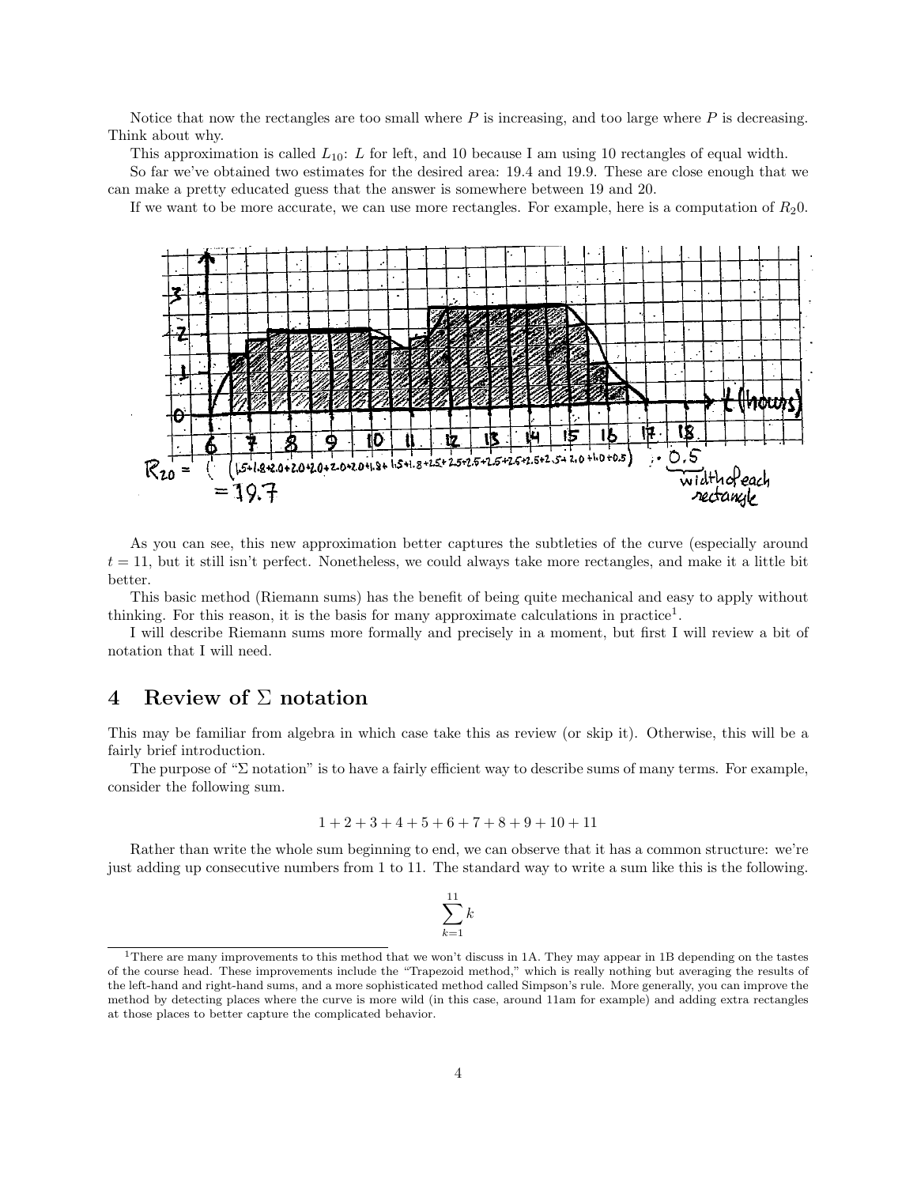Notice that now the rectangles are too small where $P$ is increasing, and too large where $P$ is decreasing. Think about why.

This approximation is called $L_{10}$: $L$ for left, and 10 because I am using 10 rectangles of equal width.

So far we've obtained two estimates for the desired area: 19.4 and 19.9. These are close enough that we can make a pretty educated guess that the answer is somewhere between 19 and 20.

If we want to be more accurate, we can use more rectangles. For example, here is a computation of $R_20$.

As you can see, this new approximation better captures the subtleties of the curve (especially around $t = 11$, but it still isn't perfect. Nonetheless, we could always take more rectangles, and make it a little bit better.

This basic method (Riemann sums) has the benefit of being quite mechanical and easy to apply without thinking. For this reason, it is the basis for many approximate calculations in practice[1].

I will describe Riemann sums more formally and precisely in a moment, but first I will review a bit of notation that I will need.

## 4 Review of $\Sigma$ notation

This may be familiar from algebra in which case take this as review (or skip it). Otherwise, this will be a fairly brief introduction.

The purpose of "$\Sigma$ notation" is to have a fairly efficient way to describe sums of many terms. For example, consider the following sum.

$$1 + 2 + 3 + 4 + 5 + 6 + 7 + 8 + 9 + 10 + 11$$

Rather than write the whole sum beginning to end, we can observe that it has a common structure: we're just adding up consecutive numbers from 1 to 11. The standard way to write a sum like this is the following.

$$\sum_{k=1}^{11} k$$

[1] There are many improvements to this method that we won't discuss in 1A. They may appear in 1B depending on the tastes of the course head. These improvements include the "Trapezoid method," which is really nothing but averaging the results of the left-hand and right-hand sums, and a more sophisticated method called Simpson's rule. More generally, you can improve the method by detecting places where the curve is more wild (in this case, around 11am for example) and adding extra rectangles at those places to better capture the complicated behavior.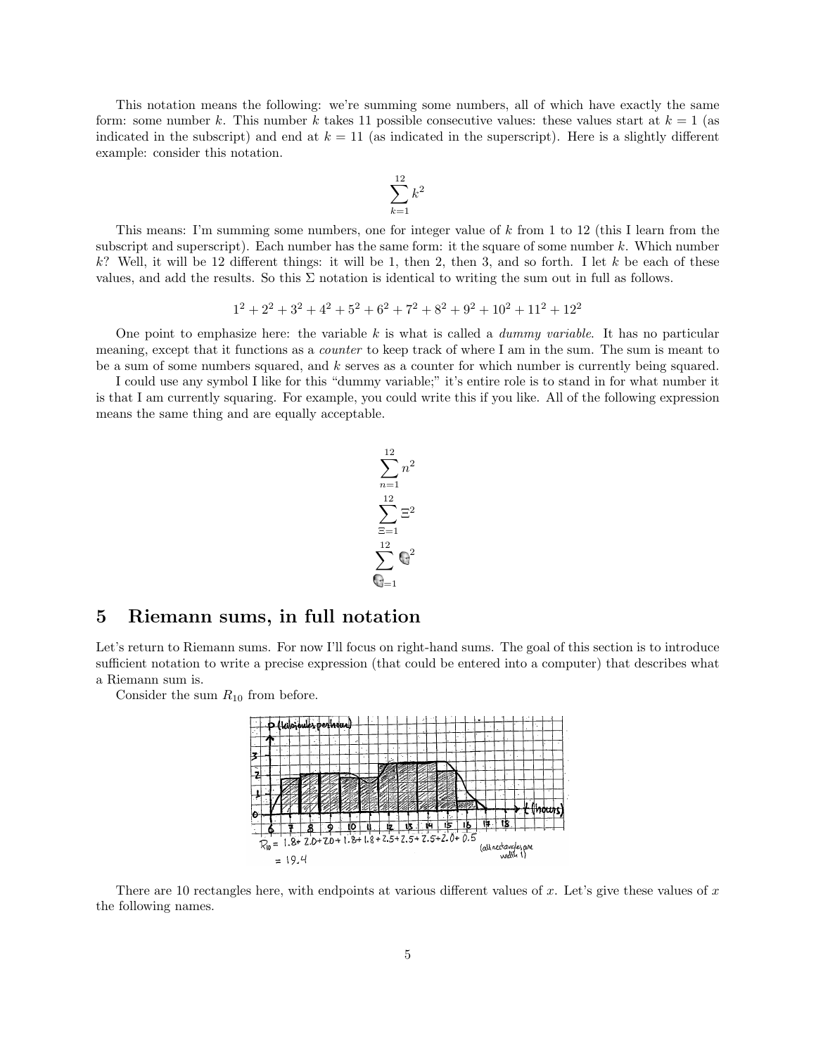This notation means the following: we're summing some numbers, all of which have exactly the same form: some number $k$. This number $k$ takes 11 possible consecutive values: these values start at $k = 1$ (as indicated in the subscript) and end at $k = 11$ (as indicated in the superscript). Here is a slightly different example: consider this notation.

$$\sum_{k=1}^{12} k^2$$

This means: I'm summing some numbers, one for integer value of $k$ from 1 to 12 (this I learn from the subscript and superscript). Each number has the same form: it the square of some number $k$. Which number $k$? Well, it will be 12 different things: it will be 1, then 2, then 3, and so forth. I let $k$ be each of these values, and add the results. So this $\Sigma$ notation is identical to writing the sum out in full as follows.

$$1^2 + 2^2 + 3^2 + 4^2 + 5^2 + 6^2 + 7^2 + 8^2 + 9^2 + 10^2 + 11^2 + 12^2$$

One point to emphasize here: the variable $k$ is what is called a *dummy variable*. It has no particular meaning, except that it functions as a *counter* to keep track of where I am in the sum. The sum is meant to be a sum of some numbers squared, and $k$ serves as a counter for which number is currently being squared.

I could use any symbol I like for this "dummy variable;" it's entire role is to stand in for what number it is that I am currently squaring. For example, you could write this if you like. All of the following expression means the same thing and are equally acceptable.

$$\sum_{n=1}^{12} n^2$$

$$\sum_{\Xi=1}^{12} \Xi^2$$

$$\sum_{☺=1}^{12} ☺^2$$

## 5 Riemann sums, in full notation

Let's return to Riemann sums. For now I'll focus on right-hand sums. The goal of this section is to introduce sufficient notation to write a precise expression (that could be entered into a computer) that describes what a Riemann sum is.

Consider the sum $R_{10}$ from before.

$R_{10} = 1.8 + 2.0 + 2.0 + 1.8 + 1.8 + 2.5 + 2.5 + 2.5 + 2.0 + 0.5 = 19.4$ (all rectangles are width 1)

There are 10 rectangles here, with endpoints at various different values of $x$. Let's give these values of $x$ the following names.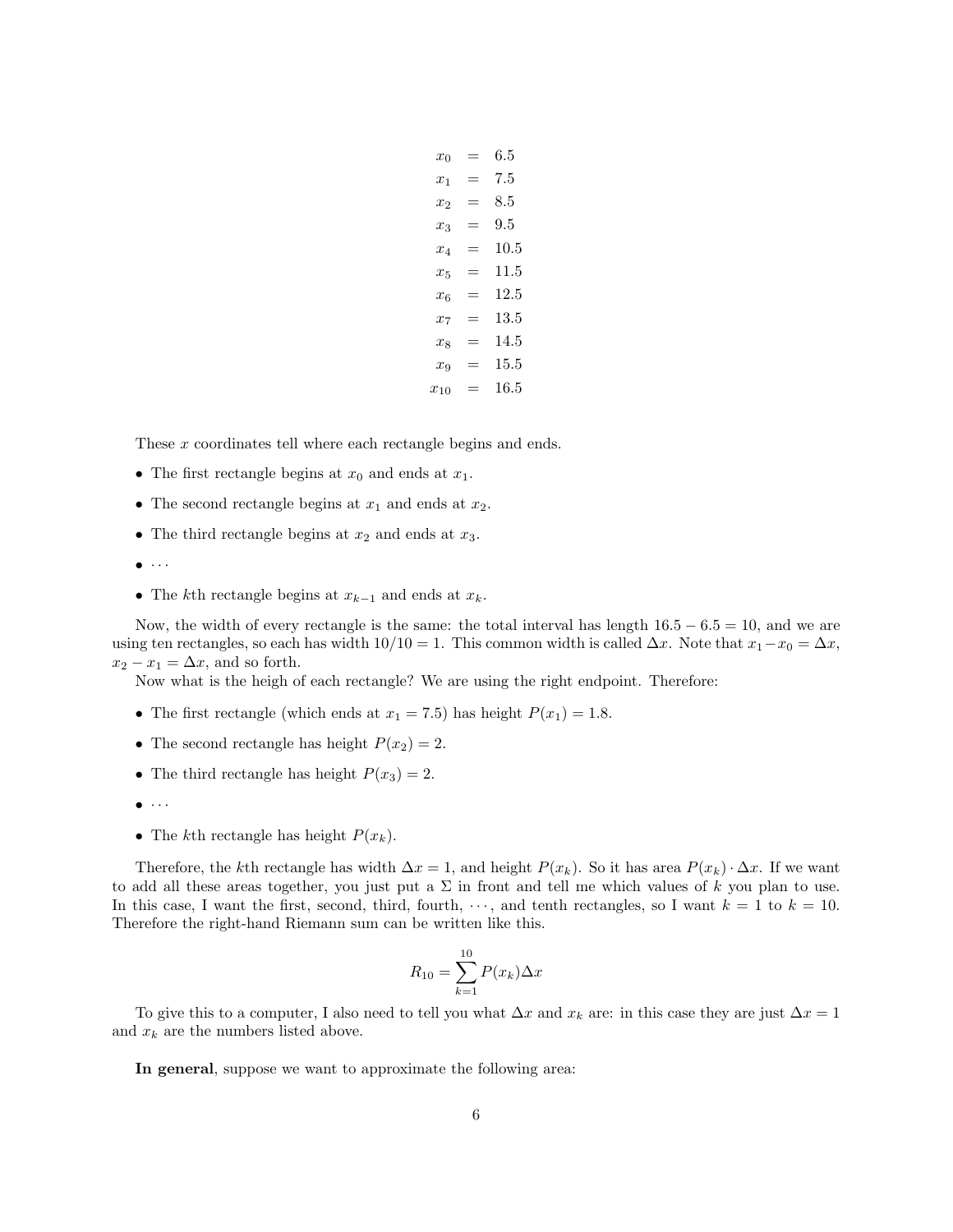$$
\begin{aligned}
x_0 &= 6.5 \\
x_1 &= 7.5 \\
x_2 &= 8.5 \\
x_3 &= 9.5 \\
x_4 &= 10.5 \\
x_5 &= 11.5 \\
x_6 &= 12.5 \\
x_7 &= 13.5 \\
x_8 &= 14.5 \\
x_9 &= 15.5 \\
x_{10} &= 16.5
\end{aligned}
$$

These $x$ coordinates tell where each rectangle begins and ends.

- The first rectangle begins at $x_0$ and ends at $x_1$.
- The second rectangle begins at $x_1$ and ends at $x_2$.
- The third rectangle begins at $x_2$ and ends at $x_3$.
- $\cdots$
- The $k$th rectangle begins at $x_{k-1}$ and ends at $x_k$.

Now, the width of every rectangle is the same: the total interval has length $16.5 - 6.5 = 10$, and we are using ten rectangles, so each has width $10/10 = 1$. This common width is called $\Delta x$. Note that $x_1 - x_0 = \Delta x$, $x_2 - x_1 = \Delta x$, and so forth.

Now what is the heigh of each rectangle? We are using the right endpoint. Therefore:

- The first rectangle (which ends at $x_1 = 7.5$) has height $P(x_1) = 1.8$.
- The second rectangle has height $P(x_2) = 2$.
- The third rectangle has height $P(x_3) = 2$.
- $\cdots$
- The $k$th rectangle has height $P(x_k)$.

Therefore, the $k$th rectangle has width $\Delta x = 1$, and height $P(x_k)$. So it has area $P(x_k) \cdot \Delta x$. If we want to add all these areas together, you just put a $\Sigma$ in front and tell me which values of $k$ you plan to use. In this case, I want the first, second, third, fourth, $\cdots$, and tenth rectangles, so I want $k = 1$ to $k = 10$. Therefore the right-hand Riemann sum can be written like this.

$$R_{10} = \sum_{k=1}^{10} P(x_k) \Delta x$$

To give this to a computer, I also need to tell you what $\Delta x$ and $x_k$ are: in this case they are just $\Delta x = 1$ and $x_k$ are the numbers listed above.

**In general**, suppose we want to approximate the following area: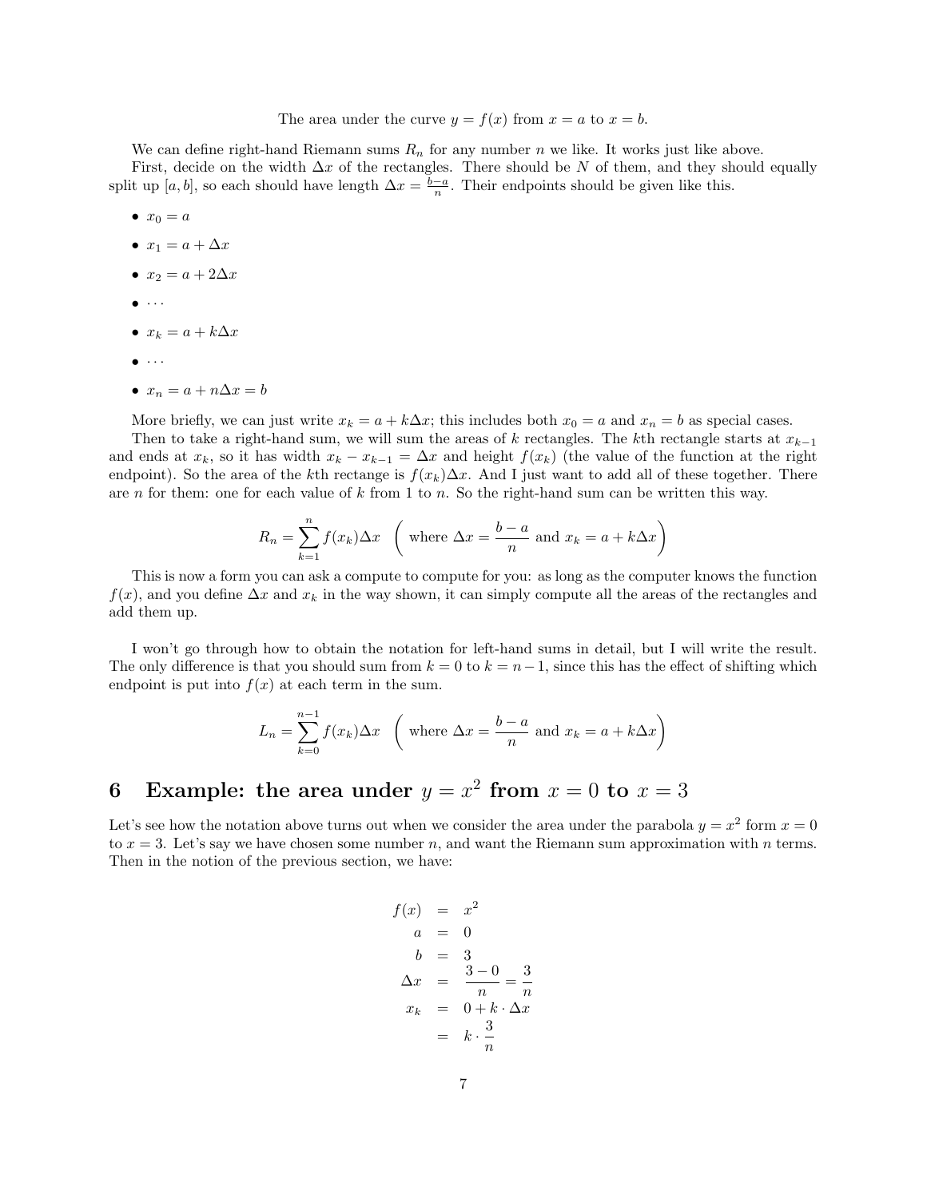The area under the curve $y = f(x)$ from $x = a$ to $x = b$.

We can define right-hand Riemann sums $R_n$ for any number $n$ we like. It works just like above.

First, decide on the width $\Delta x$ of the rectangles. There should be $N$ of them, and they should equally split up $[a, b]$, so each should have length $\Delta x = \frac{b-a}{n}$. Their endpoints should be given like this.

- $x_0 = a$
- $x_1 = a + \Delta x$
- $x_2 = a + 2\Delta x$
- $\cdots$
- $x_k = a + k\Delta x$
- $\cdots$
- $x_n = a + n\Delta x = b$

More briefly, we can just write $x_k = a + k\Delta x$; this includes both $x_0 = a$ and $x_n = b$ as special cases.

Then to take a right-hand sum, we will sum the areas of $k$ rectangles. The $k$th rectangle starts at $x_{k-1}$ and ends at $x_k$, so it has width $x_k - x_{k-1} = \Delta x$ and height $f(x_k)$ (the value of the function at the right endpoint). So the area of the $k$th rectange is $f(x_k)\Delta x$. And I just want to add all of these together. There are $n$ for them: one for each value of $k$ from 1 to $n$. So the right-hand sum can be written this way.

$$R_n = \sum_{k=1}^{n} f(x_k)\Delta x \quad \left( \text{where } \Delta x = \frac{b-a}{n} \text{ and } x_k = a + k\Delta x \right)$$

This is now a form you can ask a compute to compute for you: as long as the computer knows the function $f(x)$, and you define $\Delta x$ and $x_k$ in the way shown, it can simply compute all the areas of the rectangles and add them up.

I won't go through how to obtain the notation for left-hand sums in detail, but I will write the result. The only difference is that you should sum from $k = 0$ to $k = n-1$, since this has the effect of shifting which endpoint is put into $f(x)$ at each term in the sum.

$$L_n = \sum_{k=0}^{n-1} f(x_k)\Delta x \quad \left( \text{where } \Delta x = \frac{b-a}{n} \text{ and } x_k = a + k\Delta x \right)$$

# 6 Example: the area under $y = x^2$ from $x = 0$ to $x = 3$

Let's see how the notation above turns out when we consider the area under the parabola $y = x^2$ form $x = 0$ to $x = 3$. Let's say we have chosen some number $n$, and want the Riemann sum approximation with $n$ terms. Then in the notion of the previous section, we have:

$$\begin{aligned}
f(x) &= x^2 \\
a &= 0 \\
b &= 3 \\
\Delta x &= \frac{3-0}{n} = \frac{3}{n} \\
x_k &= 0 + k \cdot \Delta x \\
&= k \cdot \frac{3}{n}
\end{aligned}$$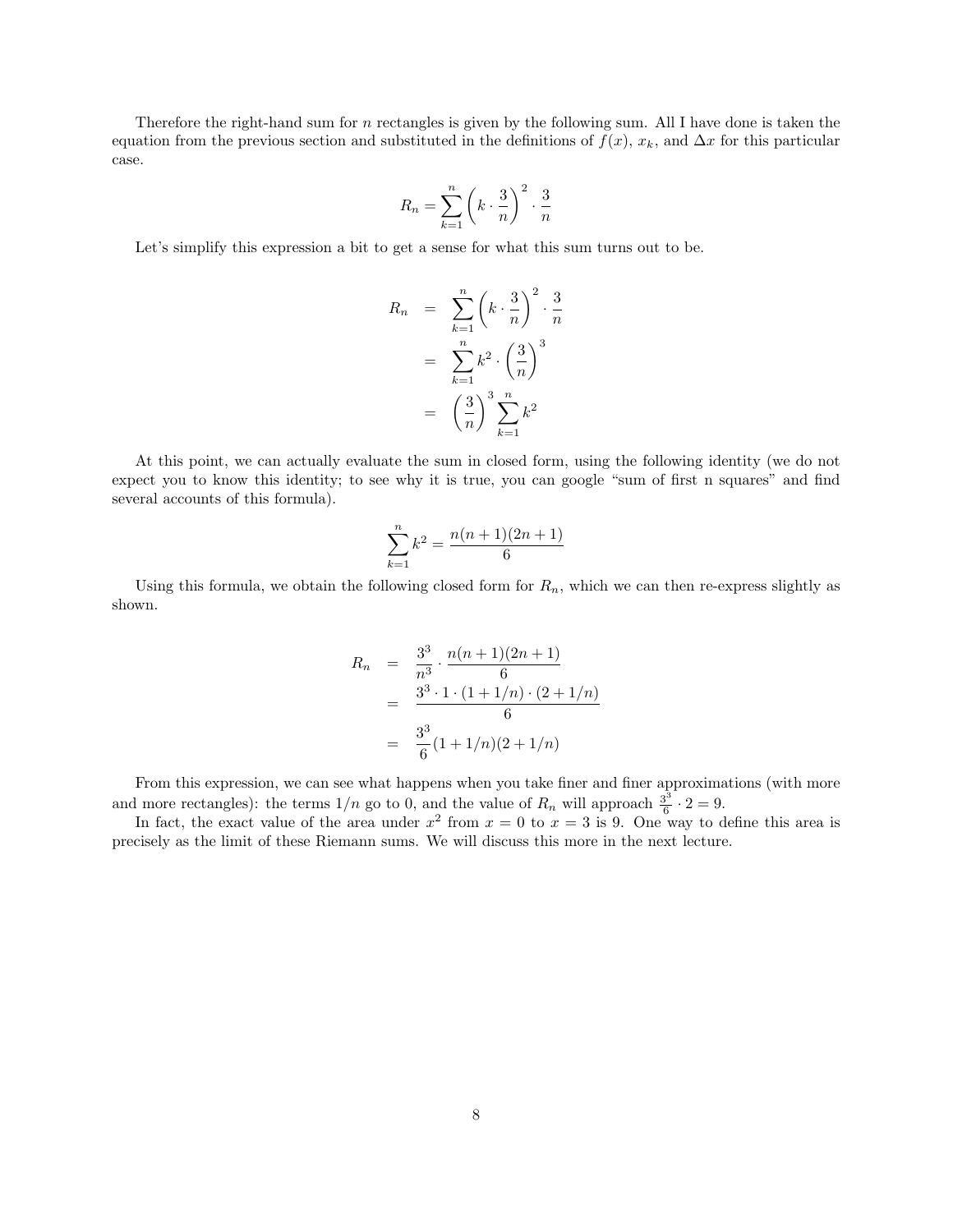Therefore the right-hand sum for $n$ rectangles is given by the following sum. All I have done is taken the equation from the previous section and substituted in the definitions of $f(x)$, $x_k$, and $\Delta x$ for this particular case.

$$R_n = \sum_{k=1}^{n} \left(k \cdot \frac{3}{n}\right)^2 \cdot \frac{3}{n}$$

Let's simplify this expression a bit to get a sense for what this sum turns out to be.

$$\begin{aligned}
R_n &= \sum_{k=1}^{n} \left(k \cdot \frac{3}{n}\right)^2 \cdot \frac{3}{n} \\
&= \sum_{k=1}^{n} k^2 \cdot \left(\frac{3}{n}\right)^3 \\
&= \left(\frac{3}{n}\right)^3 \sum_{k=1}^{n} k^2
\end{aligned}$$

At this point, we can actually evaluate the sum in closed form, using the following identity (we do not expect you to know this identity; to see why it is true, you can google "sum of first n squares" and find several accounts of this formula).

$$\sum_{k=1}^{n} k^2 = \frac{n(n+1)(2n+1)}{6}$$

Using this formula, we obtain the following closed form for $R_n$, which we can then re-express slightly as shown.

$$\begin{aligned}
R_n &= \frac{3^3}{n^3} \cdot \frac{n(n+1)(2n+1)}{6} \\
&= \frac{3^3 \cdot 1 \cdot (1+1/n) \cdot (2+1/n)}{6} \\
&= \frac{3^3}{6}(1+1/n)(2+1/n)
\end{aligned}$$

From this expression, we can see what happens when you take finer and finer approximations (with more and more rectangles): the terms $1/n$ go to 0, and the value of $R_n$ will approach $\frac{3^3}{6} \cdot 2 = 9$.

In fact, the exact value of the area under $x^2$ from $x = 0$ to $x = 3$ is 9. One way to define this area is precisely as the limit of these Riemann sums. We will discuss this more in the next lecture.